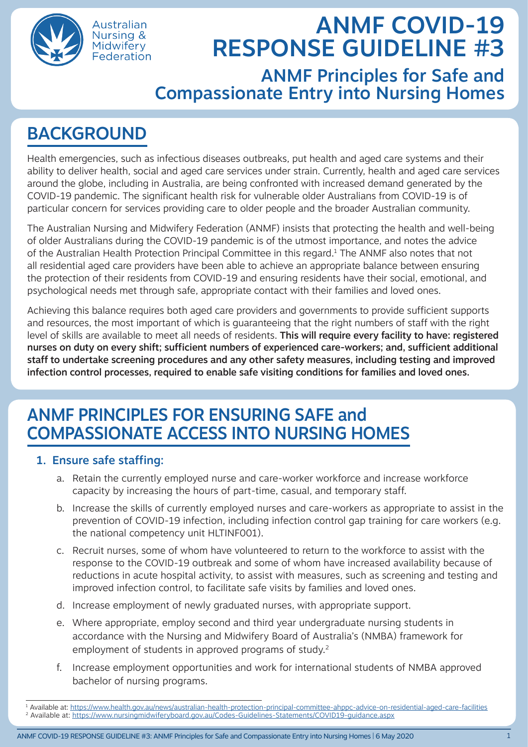Australian Nursing & Midwifery Federation

# ANMF COVID-19 RESPONSE GUIDELINE #3

## ANMF Principles for Safe and Compassionate Entry into Nursing Homes

## BACKGROUND

Health emergencies, such as infectious diseases outbreaks, put health and aged care systems and their ability to deliver health, social and aged care services under strain. Currently, health and aged care services around the globe, including in Australia, are being confronted with increased demand generated by the COVID-19 pandemic. The significant health risk for vulnerable older Australians from COVID-19 is of particular concern for services providing care to older people and the broader Australian community.

The Australian Nursing and Midwifery Federation (ANMF) insists that protecting the health and well-being of older Australians during the COVID-19 pandemic is of the utmost importance, and notes the advice of the Australian Health Protection Principal Committee in this regard.[1] The ANMF also notes that not all residential aged care providers have been able to achieve an appropriate balance between ensuring the protection of their residents from COVID-19 and ensuring residents have their social, emotional, and psychological needs met through safe, appropriate contact with their families and loved ones.

Achieving this balance requires both aged care providers and governments to provide sufficient supports and resources, the most important of which is guaranteeing that the right numbers of staff with the right level of skills are available to meet all needs of residents. **This will require every facility to have: registered nurses on duty on every shift; sufficient numbers of experienced care-workers; and, sufficient additional staff to undertake screening procedures and any other safety measures, including testing and improved infection control processes, required to enable safe visiting conditions for families and loved ones.**

## ANMF PRINCIPLES FOR ENSURING SAFE and COMPASSIONATE ACCESS INTO NURSING HOMES

### 1. Ensure safe staffing:

a. Retain the currently employed nurse and care-worker workforce and increase workforce capacity by increasing the hours of part-time, casual, and temporary staff.

b. Increase the skills of currently employed nurses and care-workers as appropriate to assist in the prevention of COVID-19 infection, including infection control gap training for care workers (e.g. the national competency unit HLTINF001).

c. Recruit nurses, some of whom have volunteered to return to the workforce to assist with the response to the COVID-19 outbreak and some of whom have increased availability because of reductions in acute hospital activity, to assist with measures, such as screening and testing and improved infection control, to facilitate safe visits by families and loved ones.

d. Increase employment of newly graduated nurses, with appropriate support.

e. Where appropriate, employ second and third year undergraduate nursing students in accordance with the Nursing and Midwifery Board of Australia's (NMBA) framework for employment of students in approved programs of study.[2]

f. Increase employment opportunities and work for international students of NMBA approved bachelor of nursing programs.

---

[1] Available at: https://www.health.gov.au/news/australian-health-protection-principal-committee-ahppc-advice-on-residential-aged-care-facilities

[2] Available at: https://www.nursingmidwiferyboard.gov.au/Codes-Guidelines-Statements/COVID19-guidance.aspx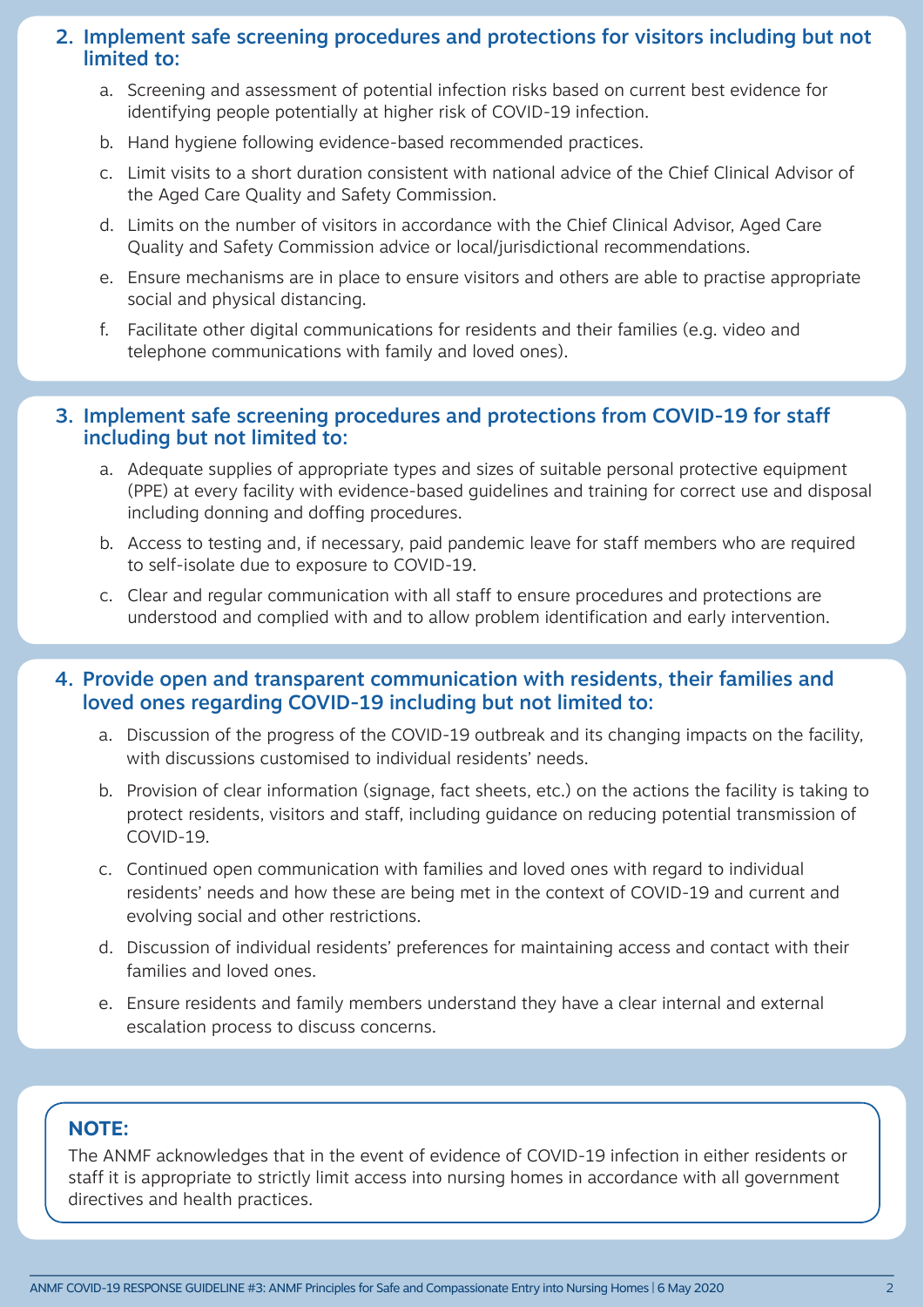2. **Implement safe screening procedures and protections for visitors including but not limited to:**
   a. Screening and assessment of potential infection risks based on current best evidence for identifying people potentially at higher risk of COVID-19 infection.
   b. Hand hygiene following evidence-based recommended practices.
   c. Limit visits to a short duration consistent with national advice of the Chief Clinical Advisor of the Aged Care Quality and Safety Commission.
   d. Limits on the number of visitors in accordance with the Chief Clinical Advisor, Aged Care Quality and Safety Commission advice or local/jurisdictional recommendations.
   e. Ensure mechanisms are in place to ensure visitors and others are able to practise appropriate social and physical distancing.
   f. Facilitate other digital communications for residents and their families (e.g. video and telephone communications with family and loved ones).

3. **Implement safe screening procedures and protections from COVID-19 for staff including but not limited to:**
   a. Adequate supplies of appropriate types and sizes of suitable personal protective equipment (PPE) at every facility with evidence-based guidelines and training for correct use and disposal including donning and doffing procedures.
   b. Access to testing and, if necessary, paid pandemic leave for staff members who are required to self-isolate due to exposure to COVID-19.
   c. Clear and regular communication with all staff to ensure procedures and protections are understood and complied with and to allow problem identification and early intervention.

4. **Provide open and transparent communication with residents, their families and loved ones regarding COVID-19 including but not limited to:**
   a. Discussion of the progress of the COVID-19 outbreak and its changing impacts on the facility, with discussions customised to individual residents' needs.
   b. Provision of clear information (signage, fact sheets, etc.) on the actions the facility is taking to protect residents, visitors and staff, including guidance on reducing potential transmission of COVID-19.
   c. Continued open communication with families and loved ones with regard to individual residents' needs and how these are being met in the context of COVID-19 and current and evolving social and other restrictions.
   d. Discussion of individual residents' preferences for maintaining access and contact with their families and loved ones.
   e. Ensure residents and family members understand they have a clear internal and external escalation process to discuss concerns.

**NOTE:**

The ANMF acknowledges that in the event of evidence of COVID-19 infection in either residents or staff it is appropriate to strictly limit access into nursing homes in accordance with all government directives and health practices.